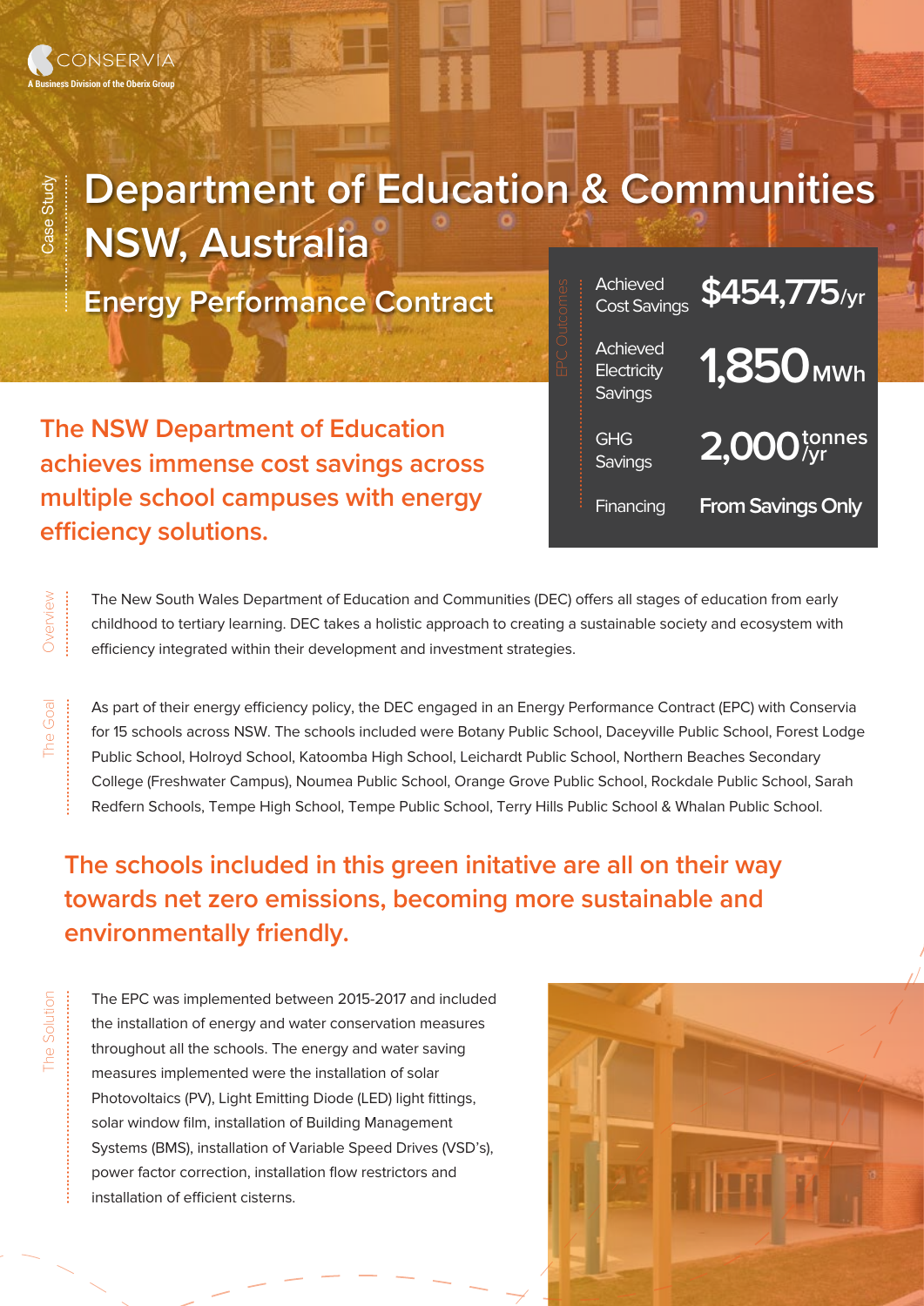CONSERVIA
A Business Division of the Oberix Group

Case Study

# Department of Education & Communities NSW, Australia

## Energy Performance Contract

### The NSW Department of Education achieves immense cost savings across multiple school campuses with energy efficiency solutions.

**EPC Outcomes**

| | |
|---|---|
| Achieved Cost Savings | $454,775/yr |
| Achieved Electricity Savings | 1,850 MWh |
| GHG Savings | 2,000 tonnes/yr |
| Financing | From Savings Only |

**Overview**

The New South Wales Department of Education and Communities (DEC) offers all stages of education from early childhood to tertiary learning. DEC takes a holistic approach to creating a sustainable society and ecosystem with efficiency integrated within their development and investment strategies.

**The Goal**

As part of their energy efficiency policy, the DEC engaged in an Energy Performance Contract (EPC) with Conservia for 15 schools across NSW. The schools included were Botany Public School, Daceyville Public School, Forest Lodge Public School, Holroyd School, Katoomba High School, Leichardt Public School, Northern Beaches Secondary College (Freshwater Campus), Noumea Public School, Orange Grove Public School, Rockdale Public School, Sarah Redfern Schools, Tempe High School, Tempe Public School, Terry Hills Public School & Whalan Public School.

### The schools included in this green initative are all on their way towards net zero emissions, becoming more sustainable and environmentally friendly.

**The Solution**

The EPC was implemented between 2015-2017 and included the installation of energy and water conservation measures throughout all the schools. The energy and water saving measures implemented were the installation of solar Photovoltaics (PV), Light Emitting Diode (LED) light fittings, solar window film, installation of Building Management Systems (BMS), installation of Variable Speed Drives (VSD's), power factor correction, installation flow restrictors and installation of efficient cisterns.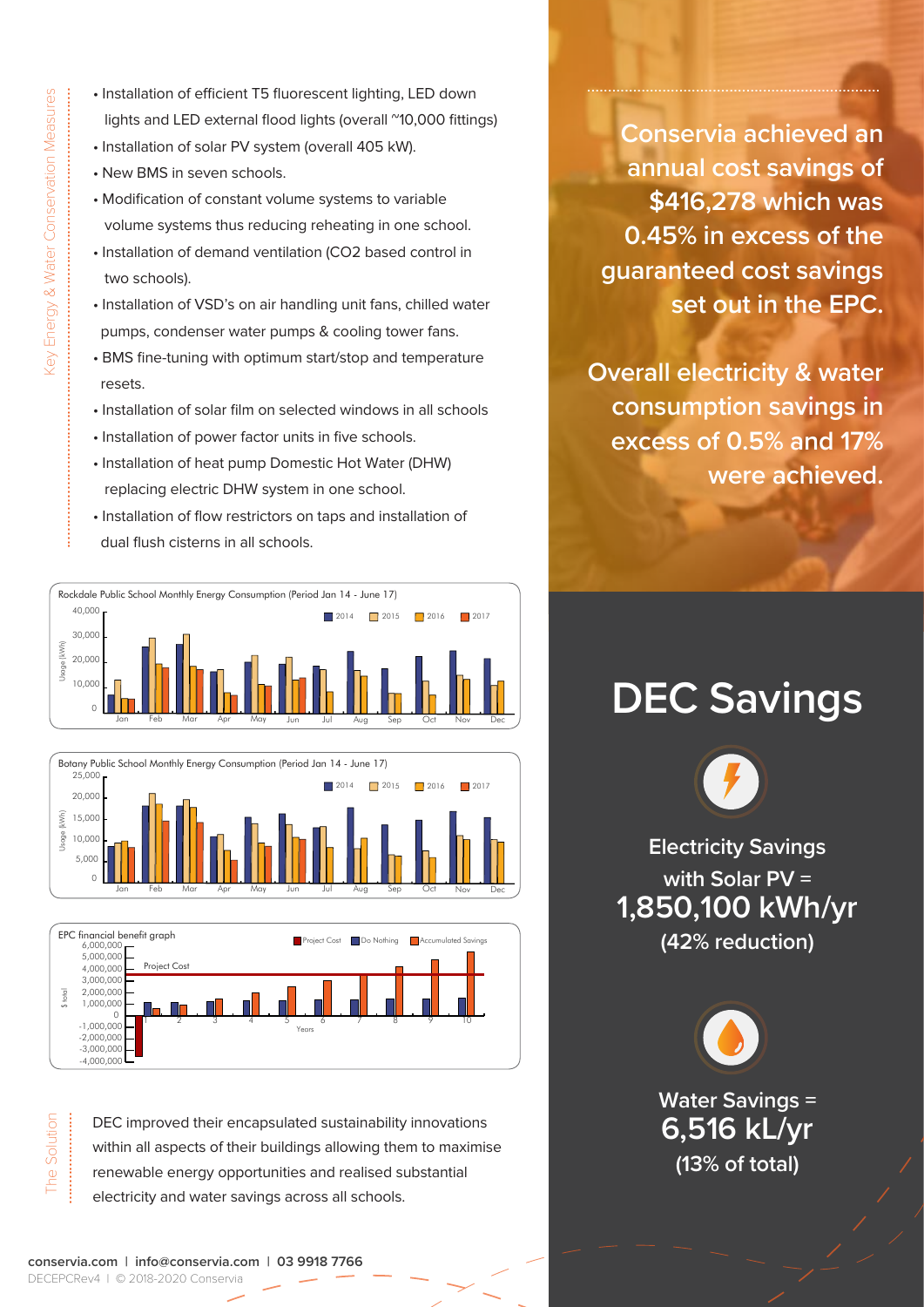## Key Energy & Water Conservation Measures

- Installation of efficient T5 fluorescent lighting, LED down lights and LED external flood lights (overall ~10,000 fittings)
- Installation of solar PV system (overall 405 kW).
- New BMS in seven schools.
- Modification of constant volume systems to variable volume systems thus reducing reheating in one school.
- Installation of demand ventilation (CO2 based control in two schools).
- Installation of VSD's on air handling unit fans, chilled water pumps, condenser water pumps & cooling tower fans.
- BMS fine-tuning with optimum start/stop and temperature resets.
- Installation of solar film on selected windows in all schools
- Installation of power factor units in five schools.
- Installation of heat pump Domestic Hot Water (DHW) replacing electric DHW system in one school.
- Installation of flow restrictors on taps and installation of dual flush cisterns in all schools.

Rockdale Public School Monthly Energy Consumption (Period Jan 14 - June 17)

Usage (kWh)

40,000
30,000
20,000
10,000
0

Jan Feb Mar Apr May Jun Jul Aug Sep Oct Nov Dec

2014 2015 2016 2017

Botany Public School Monthly Energy Consumption (Period Jan 14 - June 17)

Usage (kWh)

25,000
20,000
15,000
10,000
5,000
0

Jan Feb Mar Apr May Jun Jul Aug Sep Oct Nov Dec

2014 2015 2016 2017

EPC financial benefit graph

Project Cost Do Nothing Accumulated Savings

$ total

6,000,000
5,000,000
4,000,000
3,000,000
2,000,000
1,000,000
0
-1,000,000
-2,000,000
-3,000,000
-4,000,000

Project Cost

1 2 3 4 5 6 7 8 9 10

Years

## The Solution

DEC improved their encapsulated sustainability innovations within all aspects of their buildings allowing them to maximise renewable energy opportunities and realised substantial electricity and water savings across all schools.

**Conservia achieved an annual cost savings of $416,278 which was 0.45% in excess of the guaranteed cost savings set out in the EPC.**

**Overall electricity & water consumption savings in excess of 0.5% and 17% were achieved.**

# DEC Savings

Electricity Savings with Solar PV =
**1,850,100 kWh/yr**
(42% reduction)

Water Savings =
**6,516 kL/yr**
(13% of total)

conservia.com | info@conservia.com | 03 9918 7766
DECEPCRev4 | © 2018-2020 Conservia